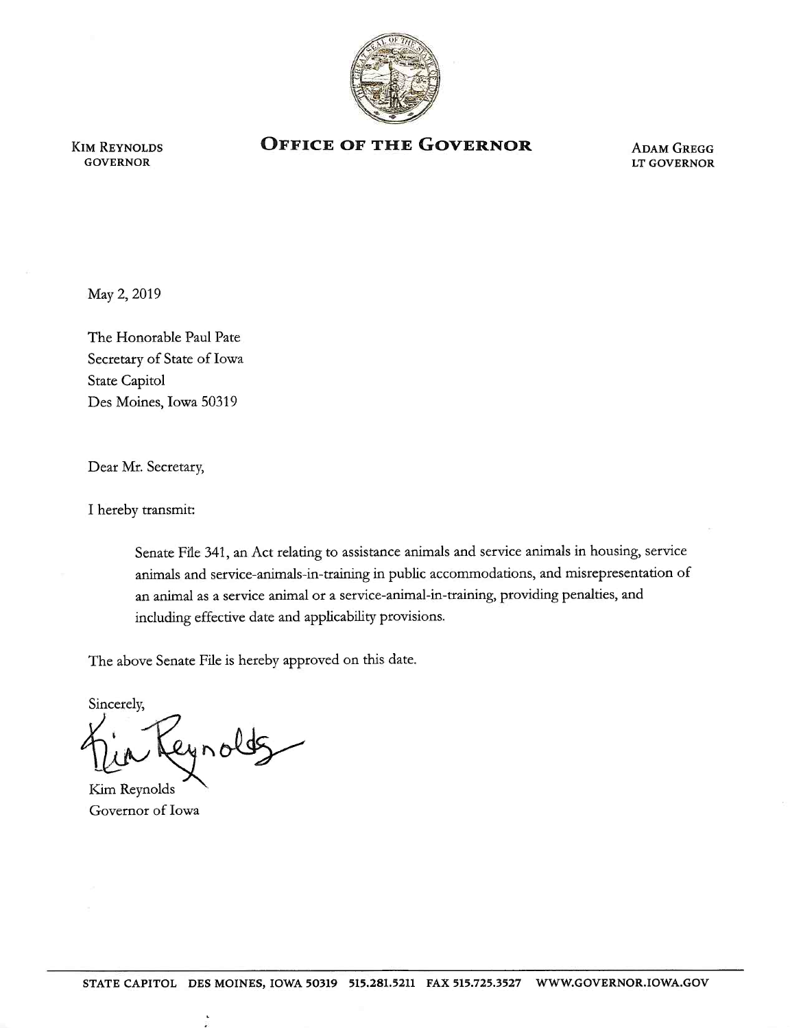KIM REYNOLDS
GOVERNOR

# OFFICE OF THE GOVERNOR

ADAM GREGG
LT GOVERNOR

May 2, 2019

The Honorable Paul Pate
Secretary of State of Iowa
State Capitol
Des Moines, Iowa 50319

Dear Mr. Secretary,

I hereby transmit:

> Senate File 341, an Act relating to assistance animals and service animals in housing, service animals and service-animals-in-training in public accommodations, and misrepresentation of an animal as a service animal or a service-animal-in-training, providing penalties, and including effective date and applicability provisions.

The above Senate File is hereby approved on this date.

Sincerely,

Kim Reynolds
Governor of Iowa

STATE CAPITOL DES MOINES, IOWA 50319 515.281.5211 FAX 515.725.3527 WWW.GOVERNOR.IOWA.GOV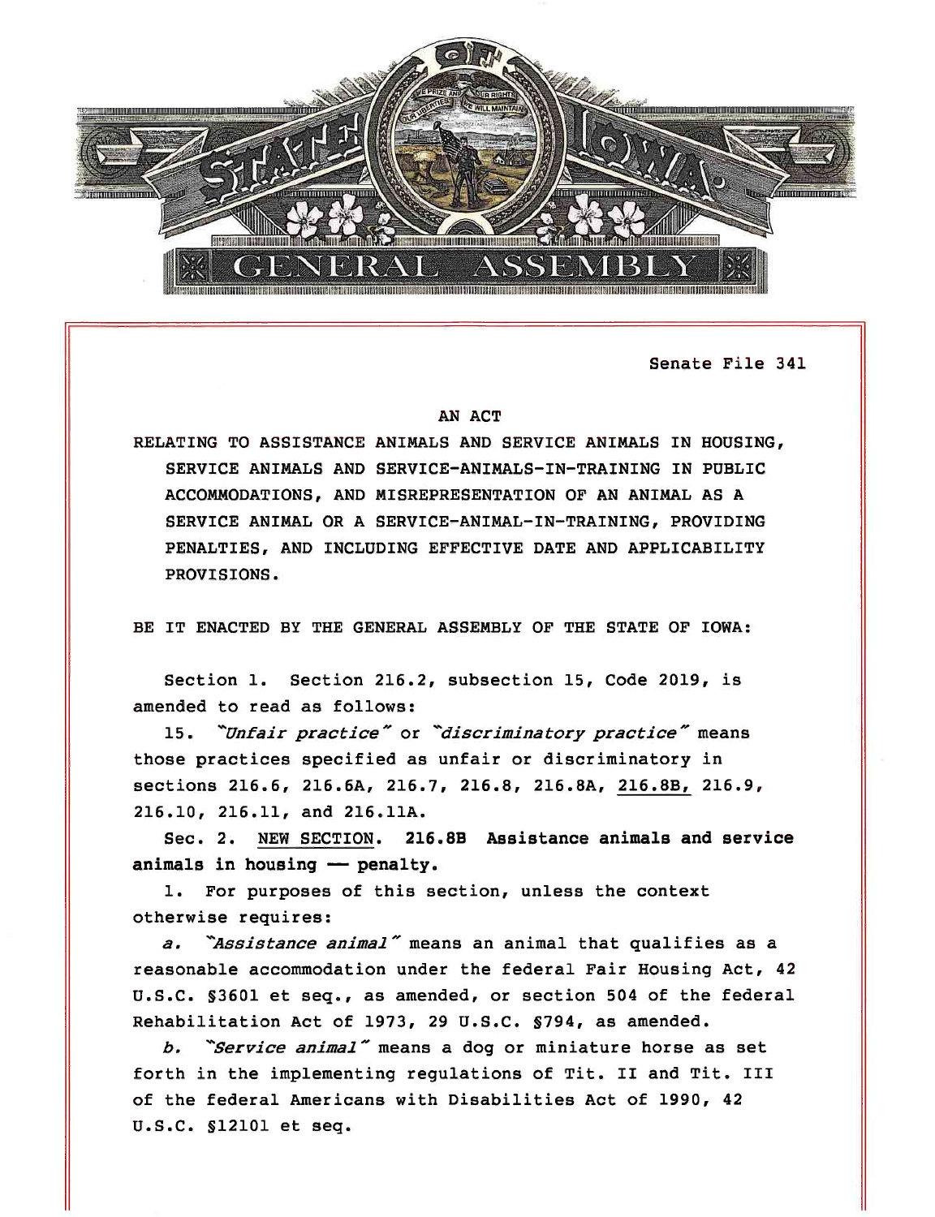Senate File 341

AN ACT

RELATING TO ASSISTANCE ANIMALS AND SERVICE ANIMALS IN HOUSING, SERVICE ANIMALS AND SERVICE-ANIMALS-IN-TRAINING IN PUBLIC ACCOMMODATIONS, AND MISREPRESENTATION OF AN ANIMAL AS A SERVICE ANIMAL OR A SERVICE-ANIMAL-IN-TRAINING, PROVIDING PENALTIES, AND INCLUDING EFFECTIVE DATE AND APPLICABILITY PROVISIONS.

BE IT ENACTED BY THE GENERAL ASSEMBLY OF THE STATE OF IOWA:

Section 1. Section 216.2, subsection 15, Code 2019, is amended to read as follows:

15. *"Unfair practice"* or *"discriminatory practice"* means those practices specified as unfair or discriminatory in sections 216.6, 216.6A, 216.7, 216.8, 216.8A, <u>216.8B,</u> 216.9, 216.10, 216.11, and 216.11A.

Sec. 2. <u>NEW SECTION</u>. **216.8B Assistance animals and service animals in housing — penalty.**

1. For purposes of this section, unless the context otherwise requires:

*a. "Assistance animal"* means an animal that qualifies as a reasonable accommodation under the federal Fair Housing Act, 42 U.S.C. §3601 et seq., as amended, or section 504 of the federal Rehabilitation Act of 1973, 29 U.S.C. §794, as amended.

*b. "Service animal"* means a dog or miniature horse as set forth in the implementing regulations of Tit. II and Tit. III of the federal Americans with Disabilities Act of 1990, 42 U.S.C. §12101 et seq.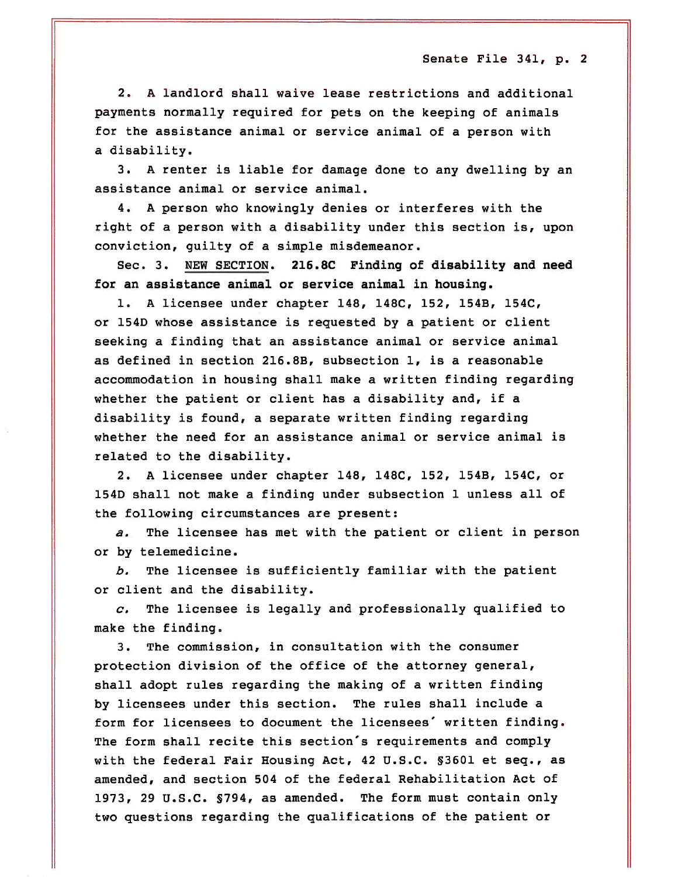2. A landlord shall waive lease restrictions and additional payments normally required for pets on the keeping of animals for the assistance animal or service animal of a person with a disability.

3. A renter is liable for damage done to any dwelling by an assistance animal or service animal.

4. A person who knowingly denies or interferes with the right of a person with a disability under this section is, upon conviction, guilty of a simple misdemeanor.

Sec. 3. NEW SECTION. **216.8C Finding of disability and need for an assistance animal or service animal in housing.**

1. A licensee under chapter 148, 148C, 152, 154B, 154C, or 154D whose assistance is requested by a patient or client seeking a finding that an assistance animal or service animal as defined in section 216.8B, subsection 1, is a reasonable accommodation in housing shall make a written finding regarding whether the patient or client has a disability and, if a disability is found, a separate written finding regarding whether the need for an assistance animal or service animal is related to the disability.

2. A licensee under chapter 148, 148C, 152, 154B, 154C, or 154D shall not make a finding under subsection 1 unless all of the following circumstances are present:

*a.* The licensee has met with the patient or client in person or by telemedicine.

*b.* The licensee is sufficiently familiar with the patient or client and the disability.

*c.* The licensee is legally and professionally qualified to make the finding.

3. The commission, in consultation with the consumer protection division of the office of the attorney general, shall adopt rules regarding the making of a written finding by licensees under this section. The rules shall include a form for licensees to document the licensees' written finding. The form shall recite this section's requirements and comply with the federal Fair Housing Act, 42 U.S.C. §3601 et seq., as amended, and section 504 of the federal Rehabilitation Act of 1973, 29 U.S.C. §794, as amended. The form must contain only two questions regarding the qualifications of the patient or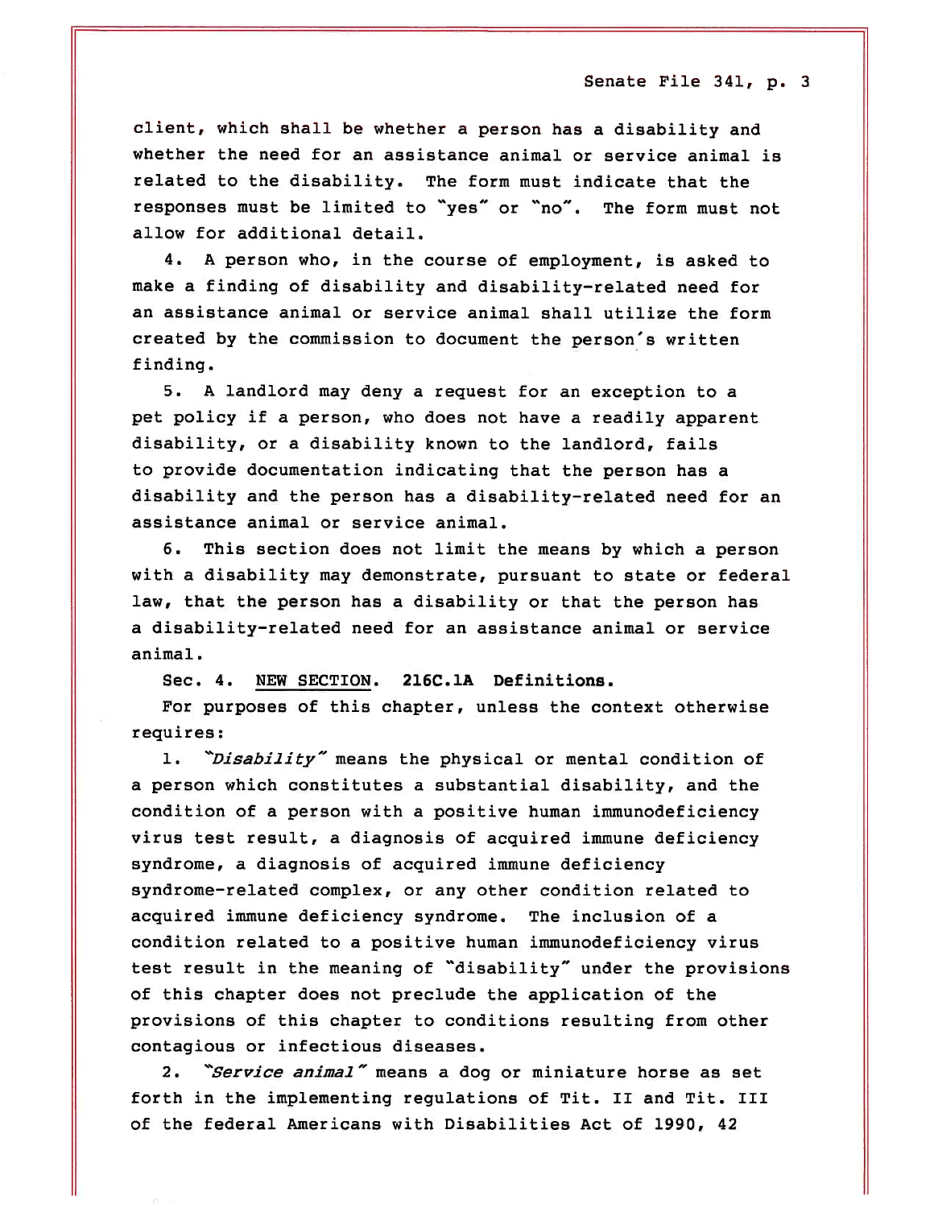client, which shall be whether a person has a disability and whether the need for an assistance animal or service animal is related to the disability. The form must indicate that the responses must be limited to "yes" or "no". The form must not allow for additional detail.

4. A person who, in the course of employment, is asked to make a finding of disability and disability-related need for an assistance animal or service animal shall utilize the form created by the commission to document the person's written finding.

5. A landlord may deny a request for an exception to a pet policy if a person, who does not have a readily apparent disability, or a disability known to the landlord, fails to provide documentation indicating that the person has a disability and the person has a disability-related need for an assistance animal or service animal.

6. This section does not limit the means by which a person with a disability may demonstrate, pursuant to state or federal law, that the person has a disability or that the person has a disability-related need for an assistance animal or service animal.

Sec. 4. NEW SECTION. **216C.1A Definitions.**

For purposes of this chapter, unless the context otherwise requires:

1. *"Disability"* means the physical or mental condition of a person which constitutes a substantial disability, and the condition of a person with a positive human immunodeficiency virus test result, a diagnosis of acquired immune deficiency syndrome, a diagnosis of acquired immune deficiency syndrome-related complex, or any other condition related to acquired immune deficiency syndrome. The inclusion of a condition related to a positive human immunodeficiency virus test result in the meaning of "disability" under the provisions of this chapter does not preclude the application of the provisions of this chapter to conditions resulting from other contagious or infectious diseases.

2. *"Service animal"* means a dog or miniature horse as set forth in the implementing regulations of Tit. II and Tit. III of the federal Americans with Disabilities Act of 1990, 42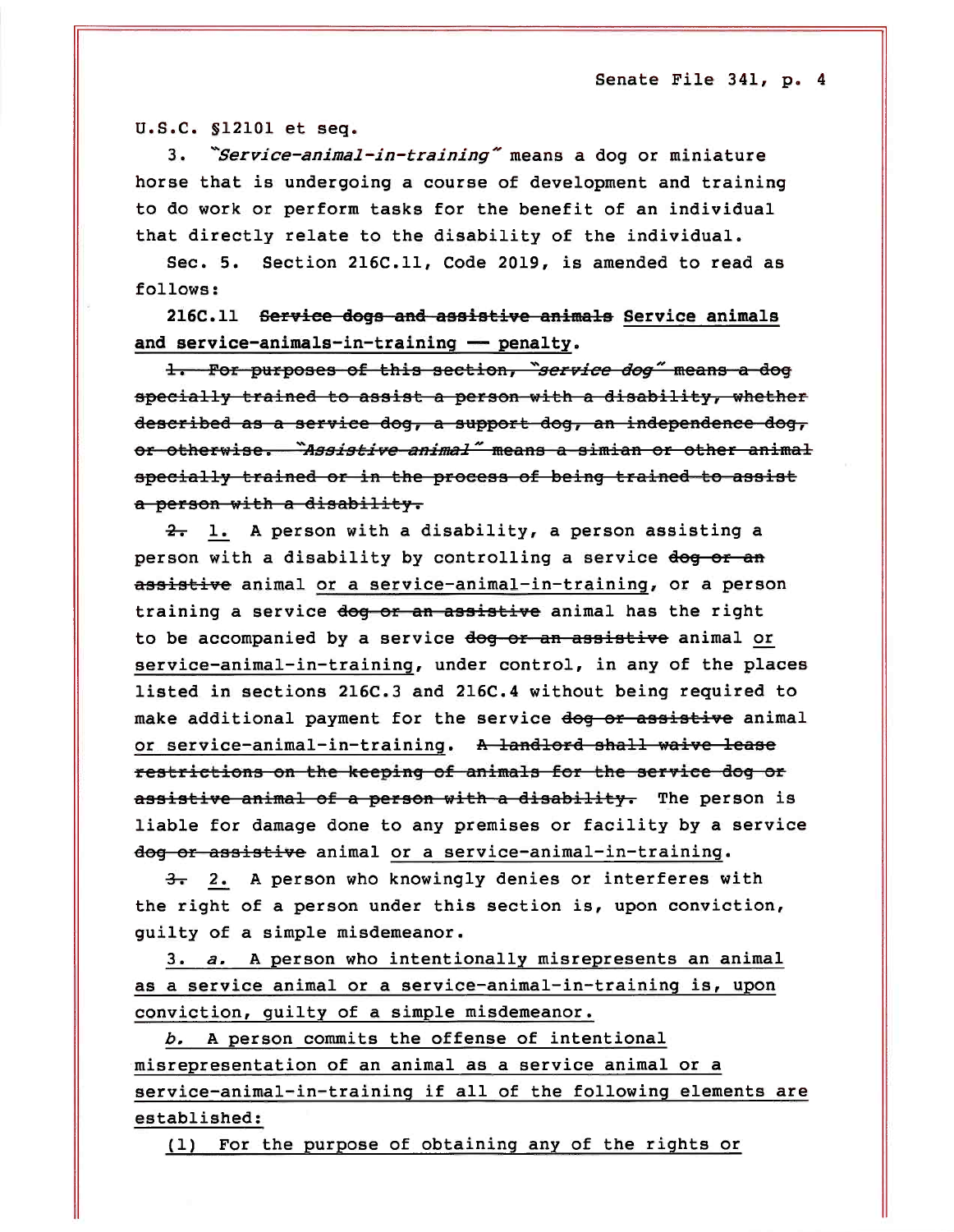U.S.C. §12101 et seq.

3. *"Service-animal-in-training"* means a dog or miniature horse that is undergoing a course of development and training to do work or perform tasks for the benefit of an individual that directly relate to the disability of the individual.

Sec. 5. Section 216C.11, Code 2019, is amended to read as follows:

**216C.11 ~~Service dogs and assistive animals~~ <u>Service animals and service-animals-in-training — penalty</u>.**

~~1. For purposes of this section, *"service dog"* means a dog specially trained to assist a person with a disability, whether described as a service dog, a support dog, an independence dog, or otherwise. *"Assistive animal"* means a simian or other animal specially trained or in the process of being trained to assist a person with a disability.~~

~~2.~~ <u>1.</u> A person with a disability, a person assisting a person with a disability by controlling a service ~~dog or an assistive~~ animal <u>or a service-animal-in-training</u>, or a person training a service ~~dog or an assistive~~ animal has the right to be accompanied by a service ~~dog or an assistive~~ animal <u>or service-animal-in-training</u>, under control, in any of the places listed in sections 216C.3 and 216C.4 without being required to make additional payment for the service ~~dog or assistive~~ animal <u>or service-animal-in-training</u>. ~~A landlord shall waive lease restrictions on the keeping of animals for the service dog or assistive animal of a person with a disability.~~ The person is liable for damage done to any premises or facility by a service ~~dog or assistive~~ animal <u>or a service-animal-in-training</u>.

~~3.~~ <u>2.</u> A person who knowingly denies or interferes with the right of a person under this section is, upon conviction, guilty of a simple misdemeanor.

<u>3. *a.* A person who intentionally misrepresents an animal as a service animal or a service-animal-in-training is, upon conviction, guilty of a simple misdemeanor.</u>

<u>*b.* A person commits the offense of intentional misrepresentation of an animal as a service animal or a service-animal-in-training if all of the following elements are established:</u>

<u>(1) For the purpose of obtaining any of the rights or</u>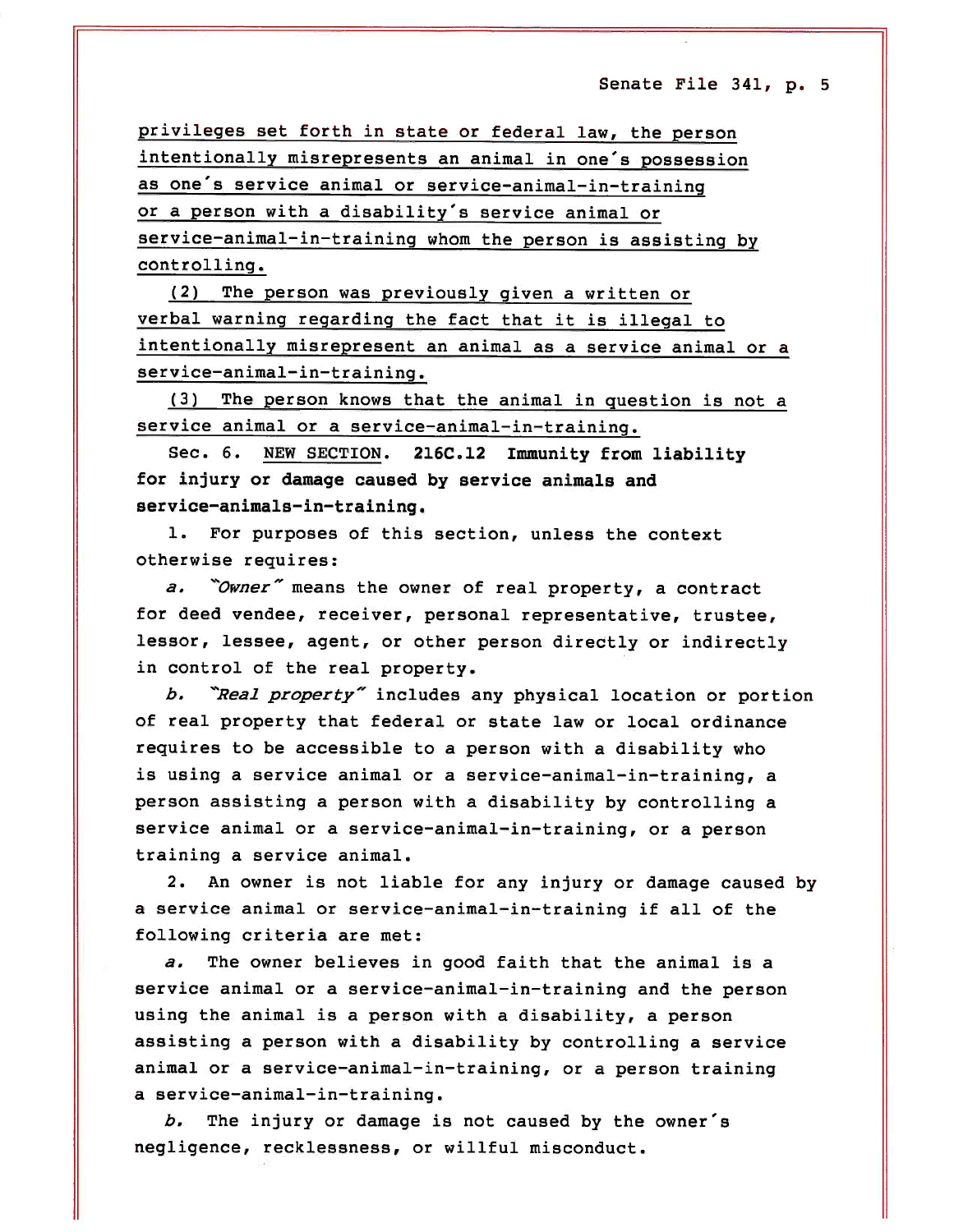privileges set forth in state or federal law, the person intentionally misrepresents an animal in one's possession as one's service animal or service-animal-in-training or a person with a disability's service animal or service-animal-in-training whom the person is assisting by controlling.

(2) The person was previously given a written or verbal warning regarding the fact that it is illegal to intentionally misrepresent an animal as a service animal or a service-animal-in-training.

(3) The person knows that the animal in question is not a service animal or a service-animal-in-training.

Sec. 6. NEW SECTION. **216C.12 Immunity from liability for injury or damage caused by service animals and service-animals-in-training.**

1. For purposes of this section, unless the context otherwise requires:

*a.* *"Owner"* means the owner of real property, a contract for deed vendee, receiver, personal representative, trustee, lessor, lessee, agent, or other person directly or indirectly in control of the real property.

*b.* *"Real property"* includes any physical location or portion of real property that federal or state law or local ordinance requires to be accessible to a person with a disability who is using a service animal or a service-animal-in-training, a person assisting a person with a disability by controlling a service animal or a service-animal-in-training, or a person training a service animal.

2. An owner is not liable for any injury or damage caused by a service animal or service-animal-in-training if all of the following criteria are met:

*a.* The owner believes in good faith that the animal is a service animal or a service-animal-in-training and the person using the animal is a person with a disability, a person assisting a person with a disability by controlling a service animal or a service-animal-in-training, or a person training a service-animal-in-training.

*b.* The injury or damage is not caused by the owner's negligence, recklessness, or willful misconduct.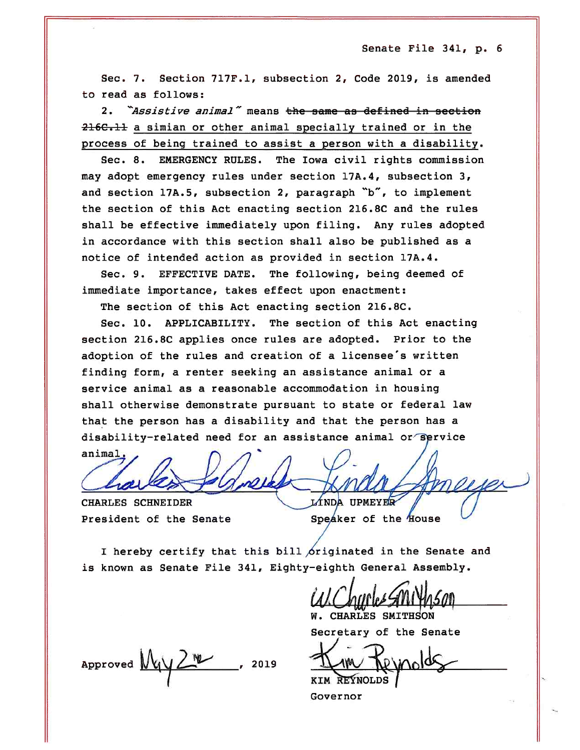Sec. 7. Section 717F.1, subsection 2, Code 2019, is amended to read as follows:

2. *"Assistive animal"* means ~~the same as defined in section 216C.11~~ a simian or other animal specially trained or in the process of being trained to assist a person with a disability.

Sec. 8. EMERGENCY RULES. The Iowa civil rights commission may adopt emergency rules under section 17A.4, subsection 3, and section 17A.5, subsection 2, paragraph "b", to implement the section of this Act enacting section 216.8C and the rules shall be effective immediately upon filing. Any rules adopted in accordance with this section shall also be published as a notice of intended action as provided in section 17A.4.

Sec. 9. EFFECTIVE DATE. The following, being deemed of immediate importance, takes effect upon enactment:

The section of this Act enacting section 216.8C.

Sec. 10. APPLICABILITY. The section of this Act enacting section 216.8C applies once rules are adopted. Prior to the adoption of the rules and creation of a licensee's written finding form, a renter seeking an assistance animal or a service animal as a reasonable accommodation in housing shall otherwise demonstrate pursuant to state or federal law that the person has a disability and that the person has a disability-related need for an assistance animal or service animal.

CHARLES SCHNEIDER
President of the Senate

LINDA UPMEYER
Speaker of the House

I hereby certify that this bill originated in the Senate and is known as Senate File 341, Eighty-eighth General Assembly.

W. CHARLES SMITHSON
Secretary of the Senate

Approved May 2nd, 2019

KIM REYNOLDS
Governor